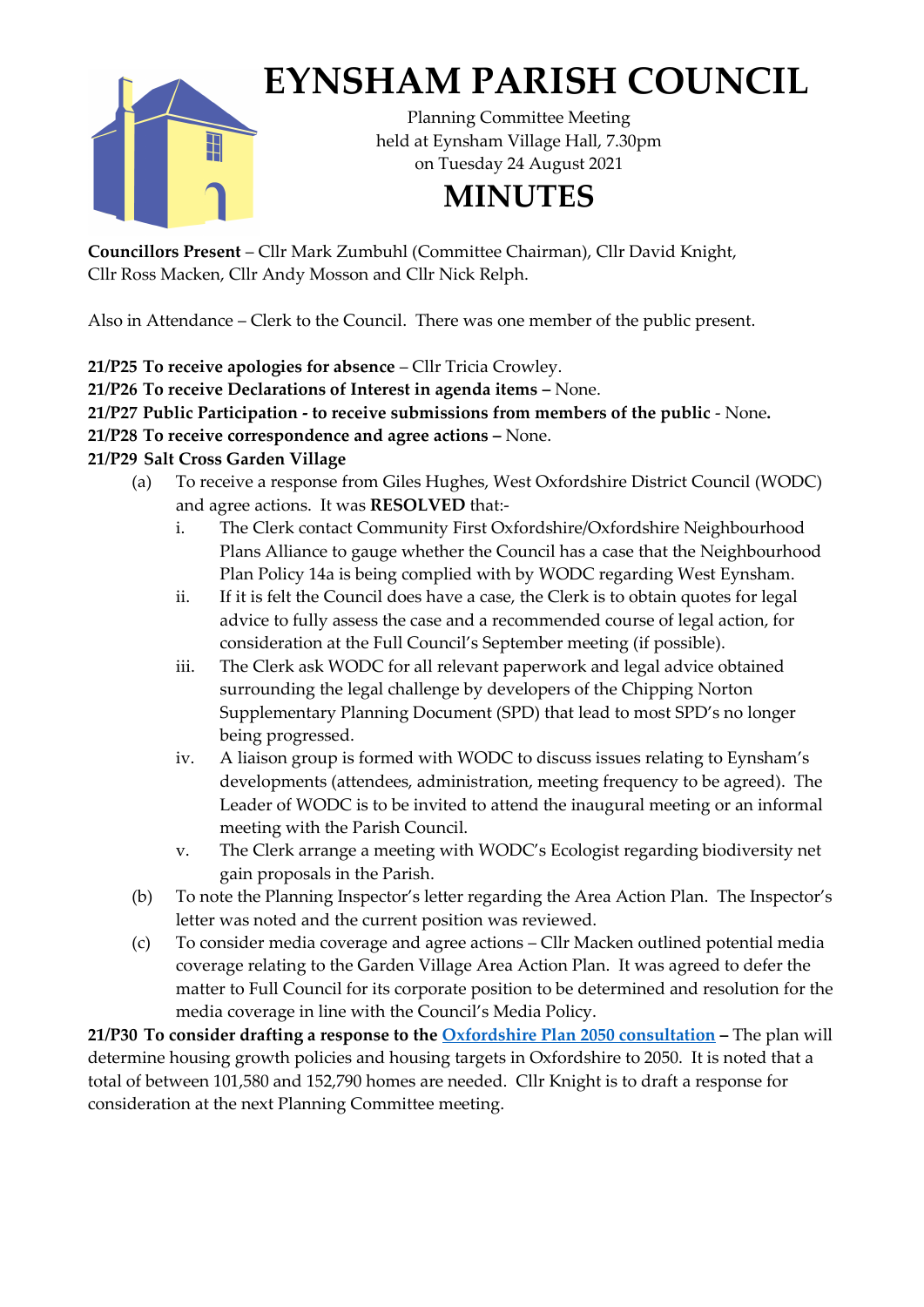# EYNSHAM PARISH COUNCIL

Planning Committee Meeting
held at Eynsham Village Hall, 7.30pm
on Tuesday 24 August 2021

## MINUTES

**Councillors Present** – Cllr Mark Zumbuhl (Committee Chairman), Cllr David Knight, Cllr Ross Macken, Cllr Andy Mosson and Cllr Nick Relph.

Also in Attendance – Clerk to the Council. There was one member of the public present.

**21/P25 To receive apologies for absence** – Cllr Tricia Crowley.

**21/P26 To receive Declarations of Interest in agenda items –** None.

**21/P27 Public Participation - to receive submissions from members of the public** - None**.**

**21/P28 To receive correspondence and agree actions –** None.

**21/P29 Salt Cross Garden Village**

(a) To receive a response from Giles Hughes, West Oxfordshire District Council (WODC) and agree actions. It was **RESOLVED** that:-

   i. The Clerk contact Community First Oxfordshire/Oxfordshire Neighbourhood Plans Alliance to gauge whether the Council has a case that the Neighbourhood Plan Policy 14a is being complied with by WODC regarding West Eynsham.

   ii. If it is felt the Council does have a case, the Clerk is to obtain quotes for legal advice to fully assess the case and a recommended course of legal action, for consideration at the Full Council's September meeting (if possible).

   iii. The Clerk ask WODC for all relevant paperwork and legal advice obtained surrounding the legal challenge by developers of the Chipping Norton Supplementary Planning Document (SPD) that lead to most SPD's no longer being progressed.

   iv. A liaison group is formed with WODC to discuss issues relating to Eynsham's developments (attendees, administration, meeting frequency to be agreed). The Leader of WODC is to be invited to attend the inaugural meeting or an informal meeting with the Parish Council.

   v. The Clerk arrange a meeting with WODC's Ecologist regarding biodiversity net gain proposals in the Parish.

(b) To note the Planning Inspector's letter regarding the Area Action Plan. The Inspector's letter was noted and the current position was reviewed.

(c) To consider media coverage and agree actions – Cllr Macken outlined potential media coverage relating to the Garden Village Area Action Plan. It was agreed to defer the matter to Full Council for its corporate position to be determined and resolution for the media coverage in line with the Council's Media Policy.

**21/P30 To consider drafting a response to the Oxfordshire Plan 2050 consultation –** The plan will determine housing growth policies and housing targets in Oxfordshire to 2050. It is noted that a total of between 101,580 and 152,790 homes are needed. Cllr Knight is to draft a response for consideration at the next Planning Committee meeting.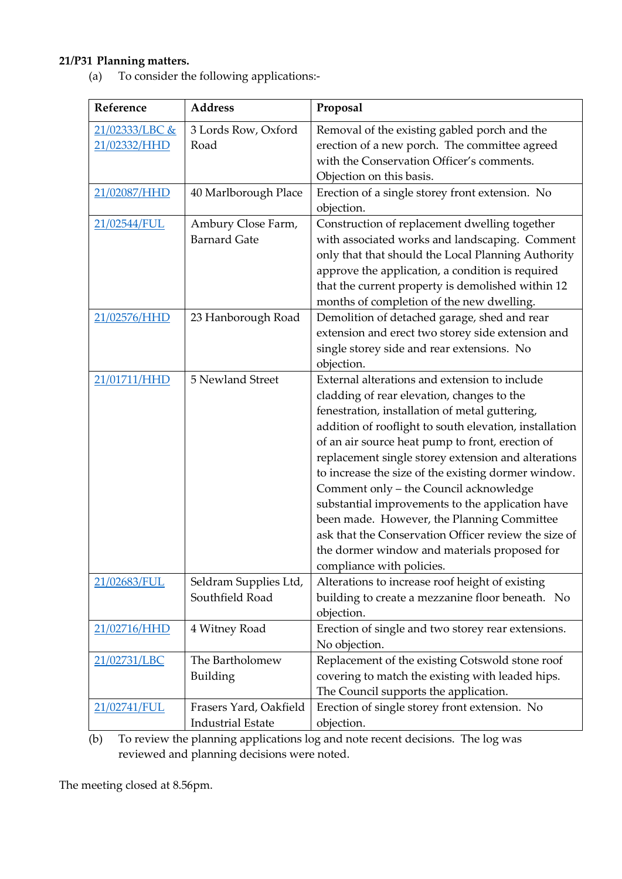**21/P31 Planning matters.**

(a) To consider the following applications:-

| Reference | Address | Proposal |
|---|---|---|
| 21/02333/LBC & 21/02332/HHD | 3 Lords Row, Oxford Road | Removal of the existing gabled porch and the erection of a new porch. The committee agreed with the Conservation Officer's comments. Objection on this basis. |
| 21/02087/HHD | 40 Marlborough Place | Erection of a single storey front extension. No objection. |
| 21/02544/FUL | Ambury Close Farm, Barnard Gate | Construction of replacement dwelling together with associated works and landscaping. Comment only that that should the Local Planning Authority approve the application, a condition is required that the current property is demolished within 12 months of completion of the new dwelling. |
| 21/02576/HHD | 23 Hanborough Road | Demolition of detached garage, shed and rear extension and erect two storey side extension and single storey side and rear extensions. No objection. |
| 21/01711/HHD | 5 Newland Street | External alterations and extension to include cladding of rear elevation, changes to the fenestration, installation of metal guttering, addition of rooflight to south elevation, installation of an air source heat pump to front, erection of replacement single storey extension and alterations to increase the size of the existing dormer window. Comment only – the Council acknowledge substantial improvements to the application have been made. However, the Planning Committee ask that the Conservation Officer review the size of the dormer window and materials proposed for compliance with policies. |
| 21/02683/FUL | Seldram Supplies Ltd, Southfield Road | Alterations to increase roof height of existing building to create a mezzanine floor beneath. No objection. |
| 21/02716/HHD | 4 Witney Road | Erection of single and two storey rear extensions. No objection. |
| 21/02731/LBC | The Bartholomew Building | Replacement of the existing Cotswold stone roof covering to match the existing with leaded hips. The Council supports the application. |
| 21/02741/FUL | Frasers Yard, Oakfield Industrial Estate | Erection of single storey front extension. No objection. |

(b) To review the planning applications log and note recent decisions. The log was reviewed and planning decisions were noted.

The meeting closed at 8.56pm.